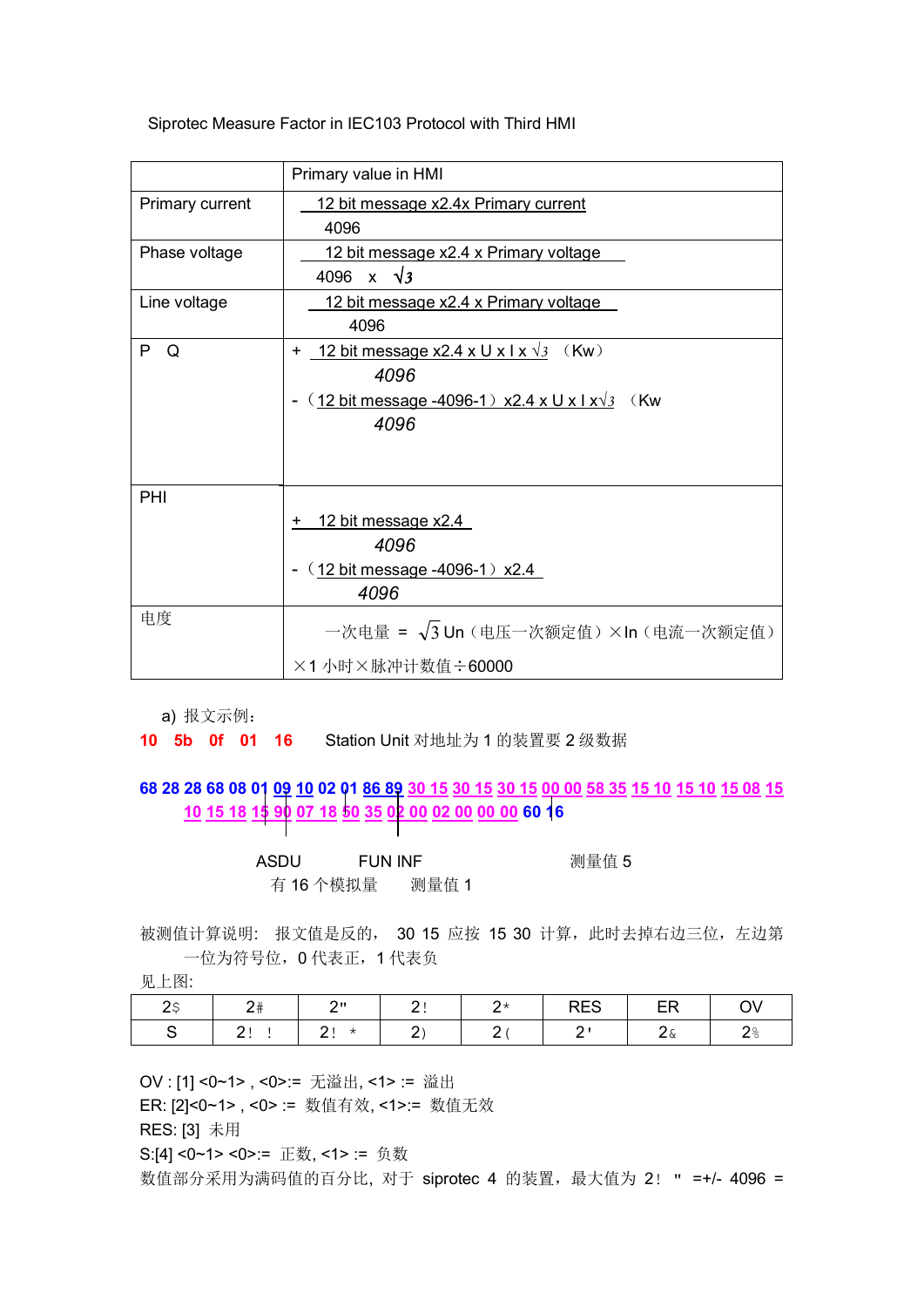Siprotec Measure Factor in IEC103 Protocol with Third HMI

| | Primary value in HMI |
|---|---|
| Primary current | $\frac{\text{12 bit message x2.4x Primary current}}{4096}$ |
| Phase voltage | $\frac{\text{12 bit message x2.4 x Primary voltage}}{4096 \times \sqrt{3}}$ |
| Line voltage | $\frac{\text{12 bit message x2.4 x Primary voltage}}{4096}$ |
| P Q | + $\frac{\text{12 bit message x2.4 x U x I x}\sqrt{3}}{4096}$ （Kw） <br> - $\frac{\text{（12 bit message -4096-1）x2.4 x U x I x}\sqrt{3}}{4096}$ （Kw |
| PHI | + $\frac{\text{12 bit message x2.4}}{4096}$ <br> - $\frac{\text{（12 bit message -4096-1）x2.4}}{4096}$ |
| 电度 | 一次电量 = $\sqrt{3}$ Un（电压一次额定值）×In（电流一次额定值）×1 小时×脉冲计数值÷60000 |

a) 报文示例：

**10 5b 0f 01 16** Station Unit 对地址为 1 的装置要 2 级数据

**68 28 28 68 08 01 09 10 02 01 86 89 30 15 30 15 30 15 00 00 58 35 15 10 15 10 15 08 15 10 15 18 15 90 07 18 50 35 02 00 02 00 00 00 60 16**

ASDU　FUN INF　测量值 5

有 16 个模拟量　测量值 1

被测值计算说明：报文值是反的，30 15 应按 15 30 计算，此时去掉右边三位，左边第一位为符号位，0 代表正，1 代表负

见上图：

| 2$ | 2# | 2" | 2! | 2* | RES | ER | OV |
|---|---|---|---|---|---|---|---|
| S | 2! ! | 2! * | 2) | 2( | 2' | 2& | 2% |

OV : [1] <0~1> , <0>:= 无溢出, <1> := 溢出

ER: [2]<0~1> , <0> := 数值有效, <1>:= 数值无效

RES: [3] 未用

S:[4] <0~1> <0>:= 正数, <1> := 负数

数值部分采用为满码值的百分比，对于 siprotec 4 的装置，最大值为 2! " =+/- 4096 =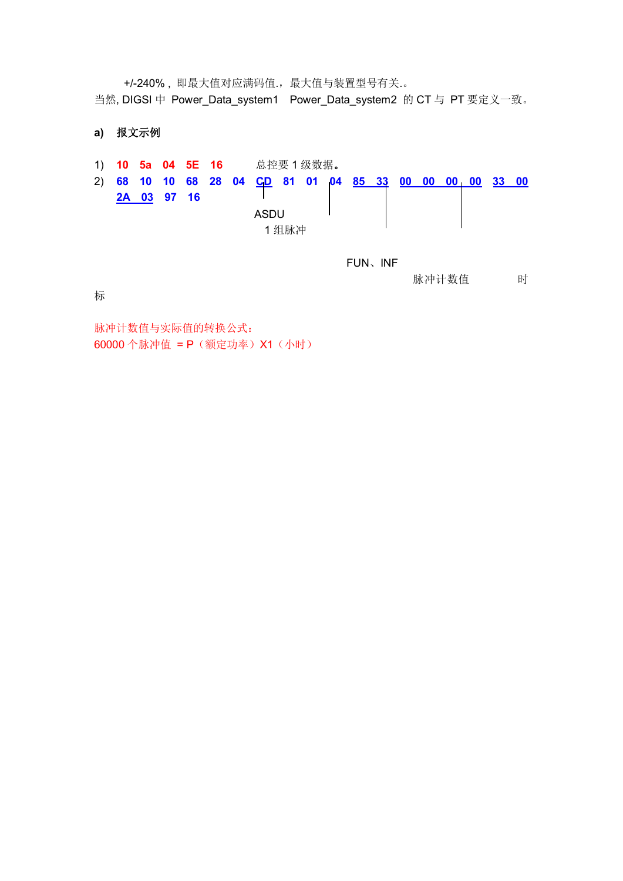+/-240%，即最大值对应满码值.，最大值与装置型号有关.。

当然, DIGSI 中 Power_Data_system1 Power_Data_system2 的 CT 与 PT 要定义一致。

**a) 报文示例**

1) **10 5a 04 5E 16** 总控要 1 级数据。

2) **68 10 10 68 28 04 CD 81 01 04 85 33 00 00 00 00 33 00 2A 03 97 16**

ASDU

1 组脉冲

FUN、INF

脉冲计数值 时标

脉冲计数值与实际值的转换公式：

60000 个脉冲值 = P（额定功率）X1（小时）